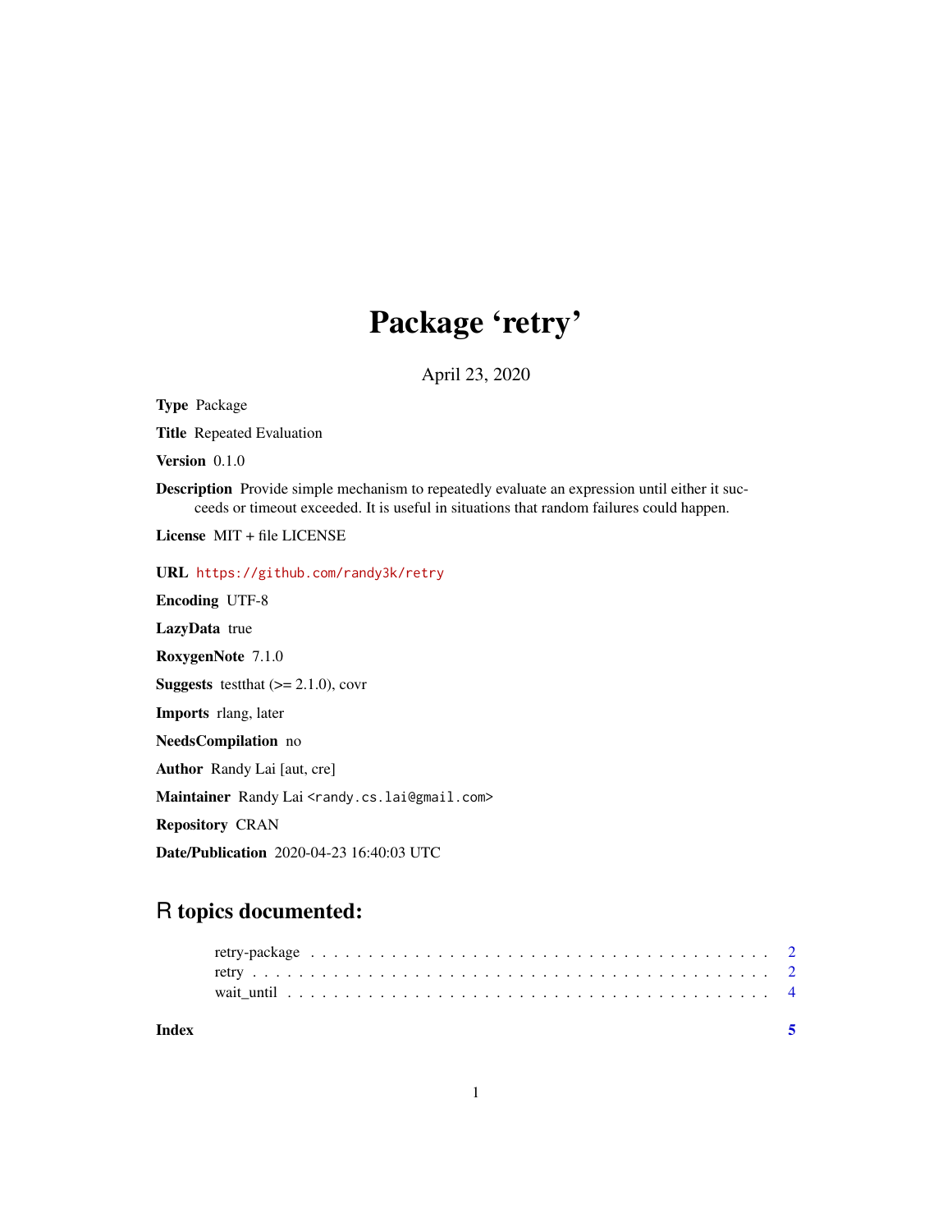# Package 'retry'

April 23, 2020

**Type** Package

**Title** Repeated Evaluation

**Version** 0.1.0

**Description** Provide simple mechanism to repeatedly evaluate an expression until either it succeeds or timeout exceeded. It is useful in situations that random failures could happen.

**License** MIT + file LICENSE

**URL** https://github.com/randy3k/retry

**Encoding** UTF-8

**LazyData** true

**RoxygenNote** 7.1.0

**Suggests** testthat (>= 2.1.0), covr

**Imports** rlang, later

**NeedsCompilation** no

**Author** Randy Lai [aut, cre]

**Maintainer** Randy Lai <randy.cs.lai@gmail.com>

**Repository** CRAN

**Date/Publication** 2020-04-23 16:40:03 UTC

## R topics documented:

- retry-package . . . . . . . . . . . . . . . . . . . . . . . . . . . . . . . . . . . . . 2
- retry . . . . . . . . . . . . . . . . . . . . . . . . . . . . . . . . . . . . . . . . . . 2
- wait_until . . . . . . . . . . . . . . . . . . . . . . . . . . . . . . . . . . . . . . . 4

**Index** 5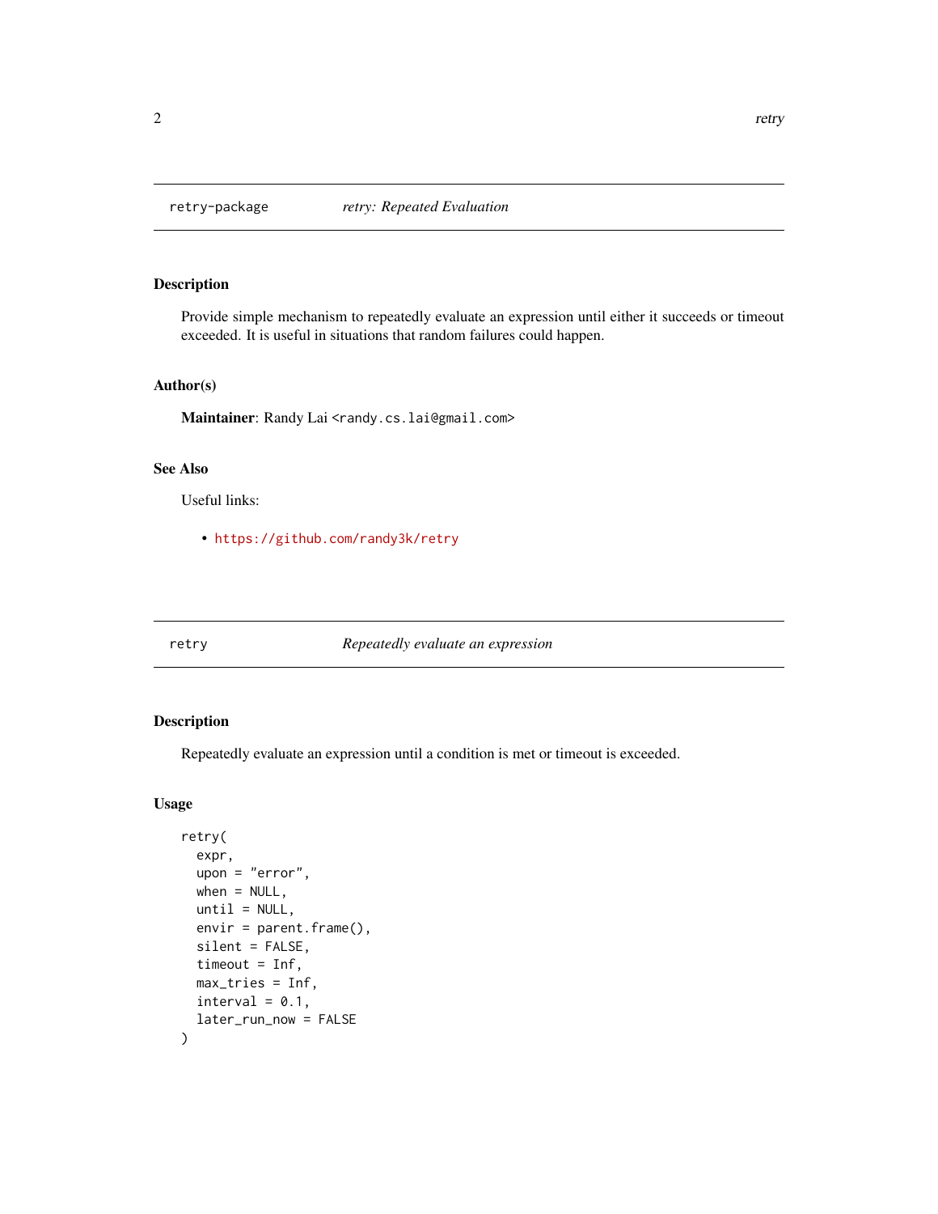## retry-package — *retry: Repeated Evaluation*

### Description

Provide simple mechanism to repeatedly evaluate an expression until either it succeeds or timeout exceeded. It is useful in situations that random failures could happen.

### Author(s)

**Maintainer**: Randy Lai <randy.cs.lai@gmail.com>

### See Also

Useful links:

- https://github.com/randy3k/retry

## retry — *Repeatedly evaluate an expression*

### Description

Repeatedly evaluate an expression until a condition is met or timeout is exceeded.

### Usage

```
retry(
  expr,
  upon = "error",
  when = NULL,
  until = NULL,
  envir = parent.frame(),
  silent = FALSE,
  timeout = Inf,
  max_tries = Inf,
  interval = 0.1,
  later_run_now = FALSE
)
```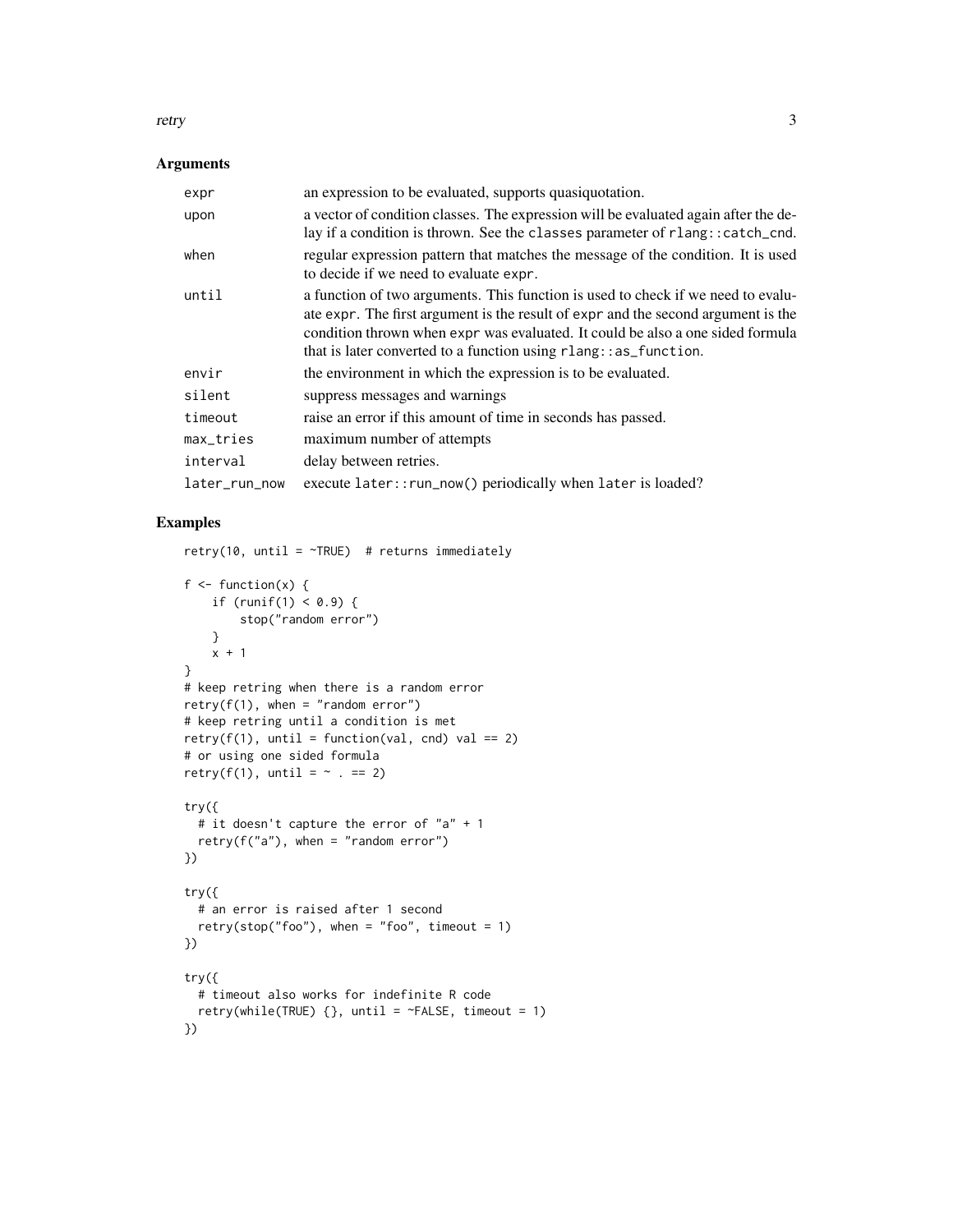## Arguments

| | |
|---|---|
| `expr` | an expression to be evaluated, supports quasiquotation. |
| `upon` | a vector of condition classes. The expression will be evaluated again after the delay if a condition is thrown. See the `classes` parameter of `rlang::catch_cnd`. |
| `when` | regular expression pattern that matches the message of the condition. It is used to decide if we need to evaluate `expr`. |
| `until` | a function of two arguments. This function is used to check if we need to evaluate `expr`. The first argument is the result of `expr` and the second argument is the condition thrown when `expr` was evaluated. It could be also a one sided formula that is later converted to a function using `rlang::as_function`. |
| `envir` | the environment in which the expression is to be evaluated. |
| `silent` | suppress messages and warnings |
| `timeout` | raise an error if this amount of time in seconds has passed. |
| `max_tries` | maximum number of attempts |
| `interval` | delay between retries. |
| `later_run_now` | execute `later::run_now()` periodically when `later` is loaded? |

## Examples

```
retry(10, until = ~TRUE)  # returns immediately

f <- function(x) {
    if (runif(1) < 0.9) {
        stop("random error")
    }
    x + 1
}
# keep retring when there is a random error
retry(f(1), when = "random error")
# keep retring until a condition is met
retry(f(1), until = function(val, cnd) val == 2)
# or using one sided formula
retry(f(1), until = ~ . == 2)

try({
  # it doesn't capture the error of "a" + 1
  retry(f("a"), when = "random error")
})

try({
  # an error is raised after 1 second
  retry(stop("foo"), when = "foo", timeout = 1)
})

try({
  # timeout also works for indefinite R code
  retry(while(TRUE) {}, until = ~FALSE, timeout = 1)
})
```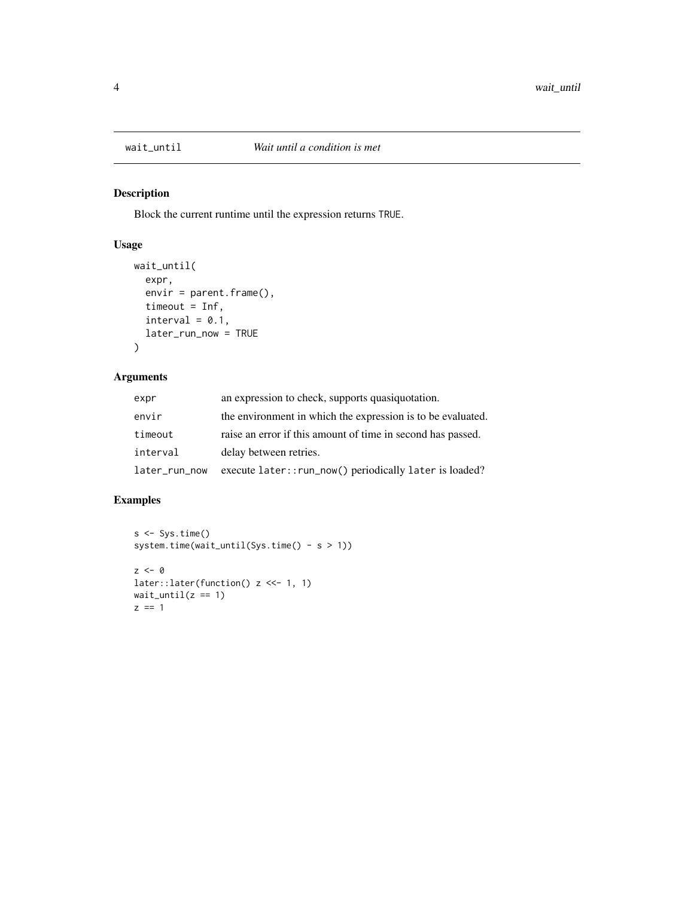`wait_until` *Wait until a condition is met*

## Description

Block the current runtime until the expression returns `TRUE`.

## Usage

```
wait_until(
  expr,
  envir = parent.frame(),
  timeout = Inf,
  interval = 0.1,
  later_run_now = TRUE
)
```

## Arguments

| | |
|---|---|
| `expr` | an expression to check, supports quasiquotation. |
| `envir` | the environment in which the expression is to be evaluated. |
| `timeout` | raise an error if this amount of time in second has passed. |
| `interval` | delay between retries. |
| `later_run_now` | execute `later::run_now()` periodically `later` is loaded? |

## Examples

```
s <- Sys.time()
system.time(wait_until(Sys.time() - s > 1))

z <- 0
later::later(function() z <<- 1, 1)
wait_until(z == 1)
z == 1
```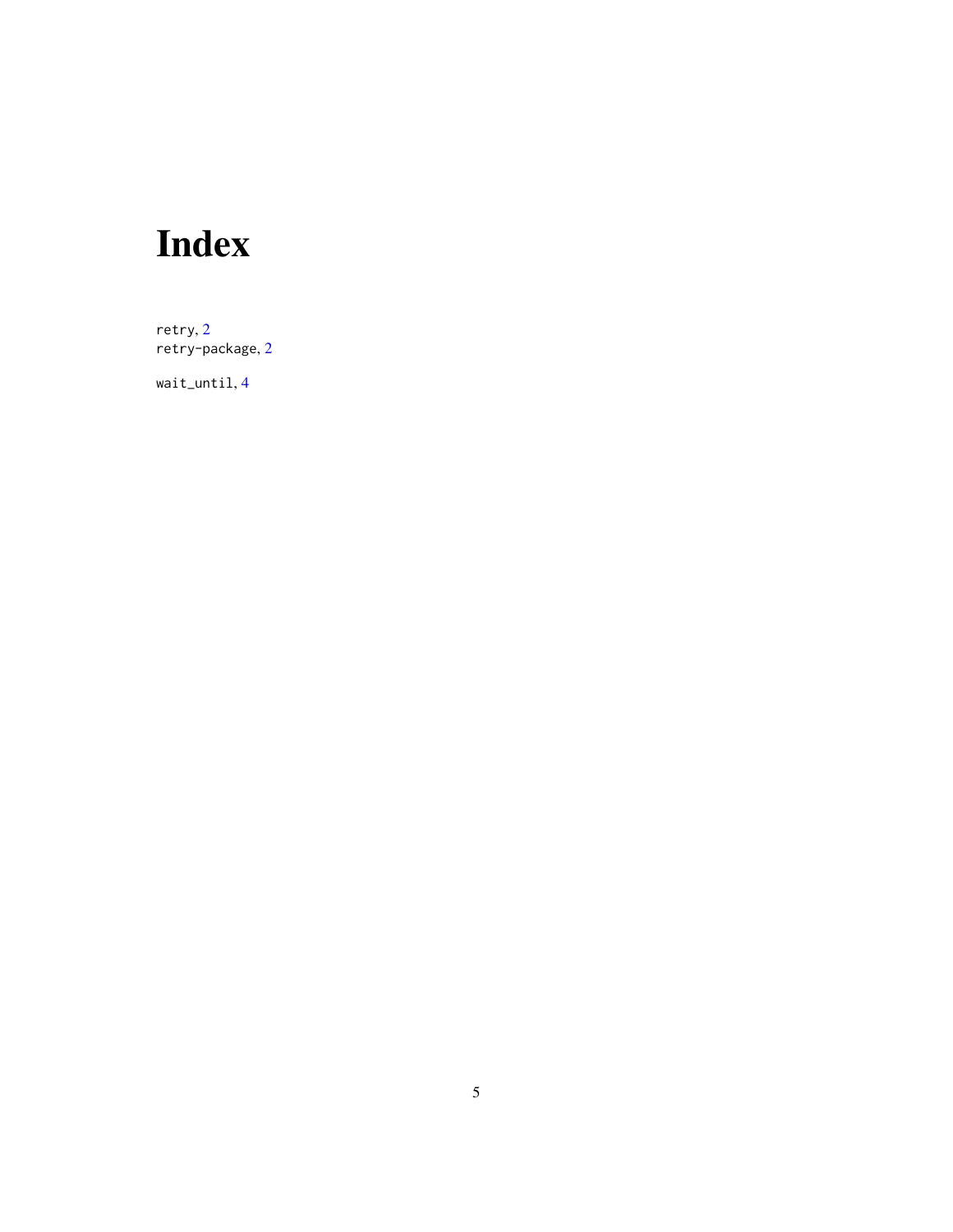# Index

retry, 2
retry-package, 2

wait_until, 4